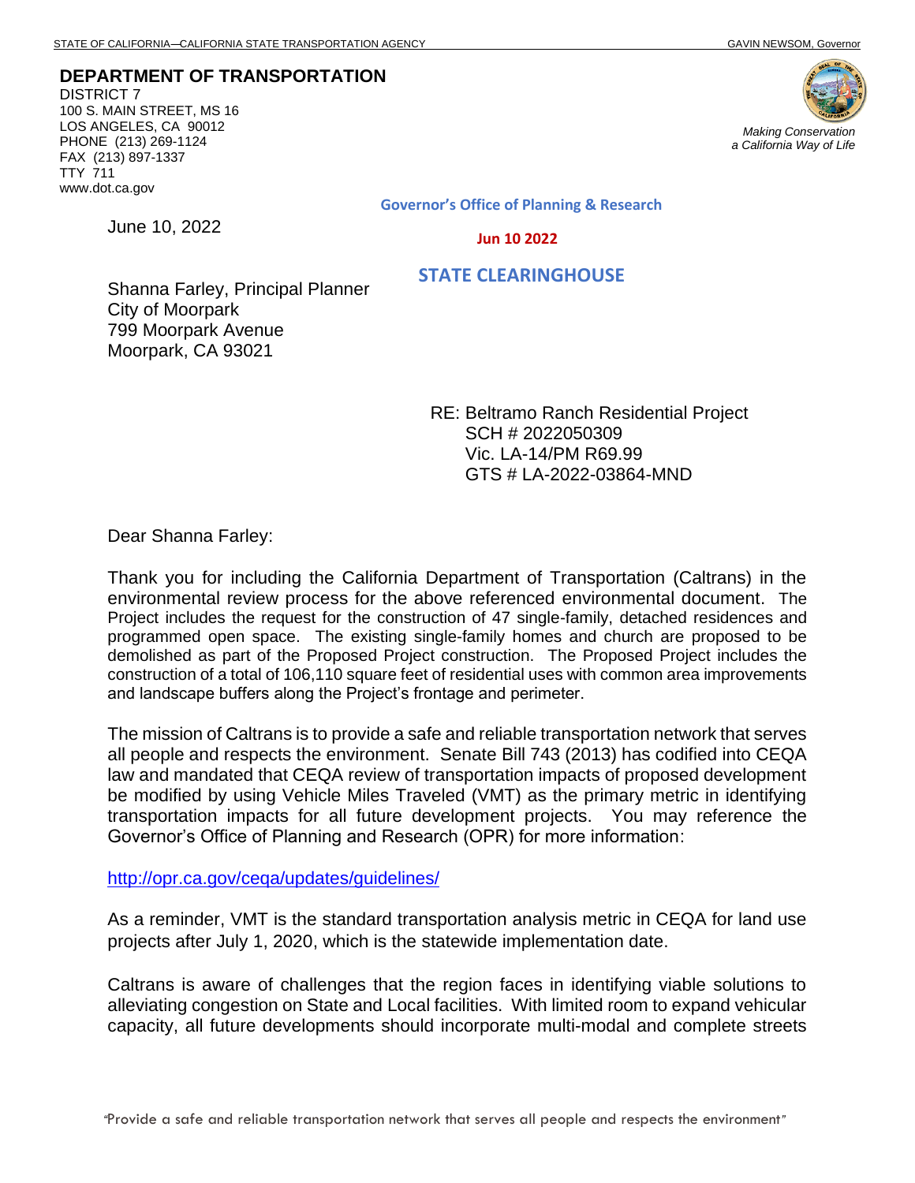STATE OF CALIFORNIA—CALIFORNIA STATE TRANSPORTATION AGENCY GAVIN NEWSOM, Governor

**DEPARTMENT OF TRANSPORTATION**
DISTRICT 7
100 S. MAIN STREET, MS 16
LOS ANGELES, CA 90012
PHONE (213) 269-1124
FAX (213) 897-1337
TTY 711
www.dot.ca.gov

*Making Conservation a California Way of Life*

**Governor's Office of Planning & Research**

**Jun 10 2022**

**STATE CLEARINGHOUSE**

June 10, 2022

Shanna Farley, Principal Planner
City of Moorpark
799 Moorpark Avenue
Moorpark, CA 93021

RE: Beltramo Ranch Residential Project
SCH # 2022050309
Vic. LA-14/PM R69.99
GTS # LA-2022-03864-MND

Dear Shanna Farley:

Thank you for including the California Department of Transportation (Caltrans) in the environmental review process for the above referenced environmental document. The Project includes the request for the construction of 47 single-family, detached residences and programmed open space. The existing single-family homes and church are proposed to be demolished as part of the Proposed Project construction. The Proposed Project includes the construction of a total of 106,110 square feet of residential uses with common area improvements and landscape buffers along the Project's frontage and perimeter.

The mission of Caltrans is to provide a safe and reliable transportation network that serves all people and respects the environment. Senate Bill 743 (2013) has codified into CEQA law and mandated that CEQA review of transportation impacts of proposed development be modified by using Vehicle Miles Traveled (VMT) as the primary metric in identifying transportation impacts for all future development projects. You may reference the Governor's Office of Planning and Research (OPR) for more information:

http://opr.ca.gov/ceqa/updates/guidelines/

As a reminder, VMT is the standard transportation analysis metric in CEQA for land use projects after July 1, 2020, which is the statewide implementation date.

Caltrans is aware of challenges that the region faces in identifying viable solutions to alleviating congestion on State and Local facilities. With limited room to expand vehicular capacity, all future developments should incorporate multi-modal and complete streets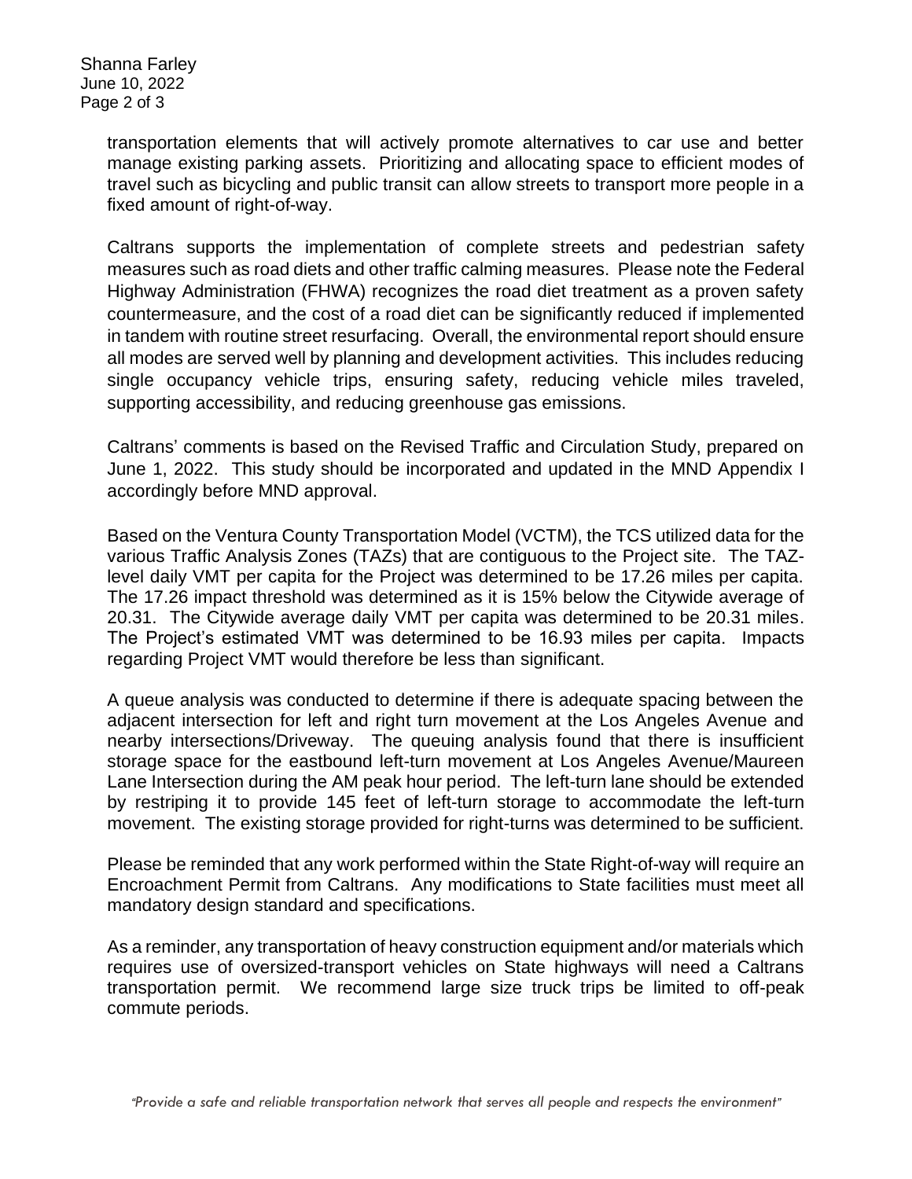transportation elements that will actively promote alternatives to car use and better manage existing parking assets. Prioritizing and allocating space to efficient modes of travel such as bicycling and public transit can allow streets to transport more people in a fixed amount of right-of-way.

Caltrans supports the implementation of complete streets and pedestrian safety measures such as road diets and other traffic calming measures. Please note the Federal Highway Administration (FHWA) recognizes the road diet treatment as a proven safety countermeasure, and the cost of a road diet can be significantly reduced if implemented in tandem with routine street resurfacing. Overall, the environmental report should ensure all modes are served well by planning and development activities. This includes reducing single occupancy vehicle trips, ensuring safety, reducing vehicle miles traveled, supporting accessibility, and reducing greenhouse gas emissions.

Caltrans' comments is based on the Revised Traffic and Circulation Study, prepared on June 1, 2022. This study should be incorporated and updated in the MND Appendix I accordingly before MND approval.

Based on the Ventura County Transportation Model (VCTM), the TCS utilized data for the various Traffic Analysis Zones (TAZs) that are contiguous to the Project site. The TAZ-level daily VMT per capita for the Project was determined to be 17.26 miles per capita. The 17.26 impact threshold was determined as it is 15% below the Citywide average of 20.31. The Citywide average daily VMT per capita was determined to be 20.31 miles. The Project's estimated VMT was determined to be 16.93 miles per capita. Impacts regarding Project VMT would therefore be less than significant.

A queue analysis was conducted to determine if there is adequate spacing between the adjacent intersection for left and right turn movement at the Los Angeles Avenue and nearby intersections/Driveway. The queuing analysis found that there is insufficient storage space for the eastbound left-turn movement at Los Angeles Avenue/Maureen Lane Intersection during the AM peak hour period. The left-turn lane should be extended by restriping it to provide 145 feet of left-turn storage to accommodate the left-turn movement. The existing storage provided for right-turns was determined to be sufficient.

Please be reminded that any work performed within the State Right-of-way will require an Encroachment Permit from Caltrans. Any modifications to State facilities must meet all mandatory design standard and specifications.

As a reminder, any transportation of heavy construction equipment and/or materials which requires use of oversized-transport vehicles on State highways will need a Caltrans transportation permit. We recommend large size truck trips be limited to off-peak commute periods.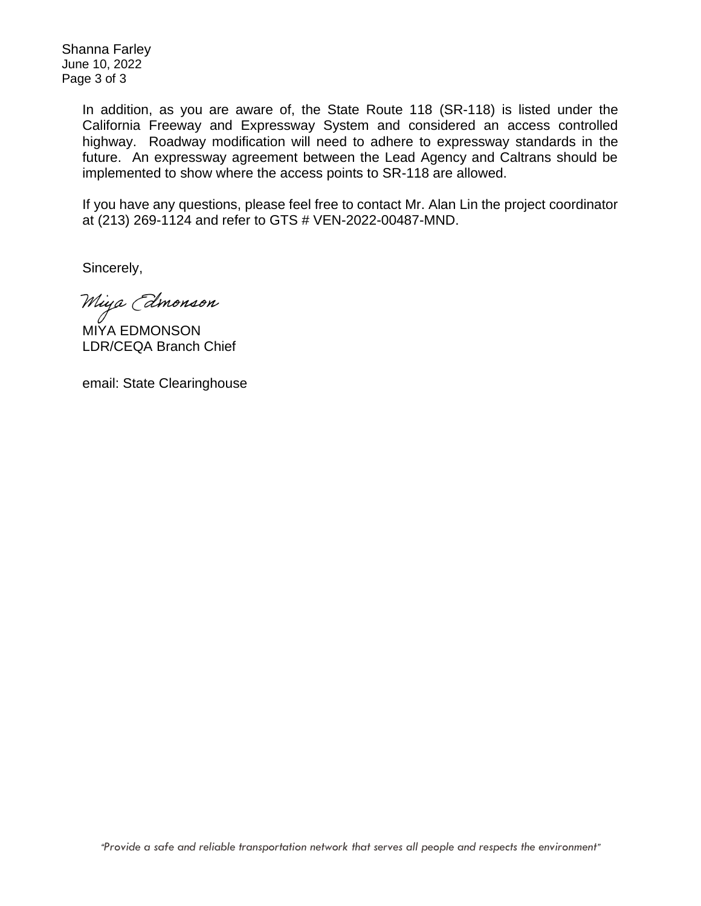In addition, as you are aware of, the State Route 118 (SR-118) is listed under the California Freeway and Expressway System and considered an access controlled highway. Roadway modification will need to adhere to expressway standards in the future. An expressway agreement between the Lead Agency and Caltrans should be implemented to show where the access points to SR-118 are allowed.

If you have any questions, please feel free to contact Mr. Alan Lin the project coordinator at (213) 269-1124 and refer to GTS # VEN-2022-00487-MND.

Sincerely,

*Miya Edmonson*

MIYA EDMONSON
LDR/CEQA Branch Chief

email: State Clearinghouse

*"Provide a safe and reliable transportation network that serves all people and respects the environment"*